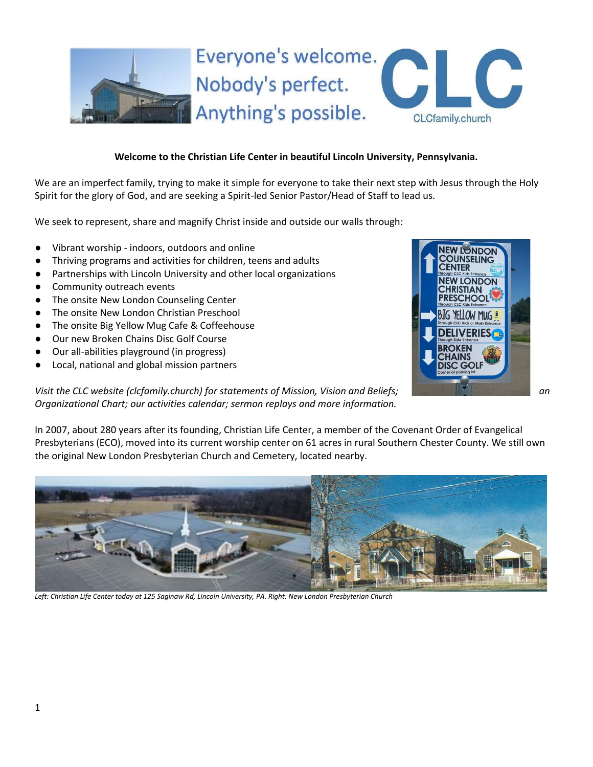Everyone's welcome.
Nobody's perfect.
Anything's possible.

CLC

CLCfamily.church

**Welcome to the Christian Life Center in beautiful Lincoln University, Pennsylvania.**

We are an imperfect family, trying to make it simple for everyone to take their next step with Jesus through the Holy Spirit for the glory of God, and are seeking a Spirit-led Senior Pastor/Head of Staff to lead us.

We seek to represent, share and magnify Christ inside and outside our walls through:

- Vibrant worship - indoors, outdoors and online
- Thriving programs and activities for children, teens and adults
- Partnerships with Lincoln University and other local organizations
- Community outreach events
- The onsite New London Counseling Center
- The onsite New London Christian Preschool
- The onsite Big Yellow Mug Cafe & Coffeehouse
- Our new Broken Chains Disc Golf Course
- Our all-abilities playground (in progress)
- Local, national and global mission partners

*Visit the CLC website (clcfamily.church) for statements of Mission, Vision and Beliefs; an Organizational Chart; our activities calendar; sermon replays and more information.*

In 2007, about 280 years after its founding, Christian Life Center, a member of the Covenant Order of Evangelical Presbyterians (ECO), moved into its current worship center on 61 acres in rural Southern Chester County. We still own the original New London Presbyterian Church and Cemetery, located nearby.

*Left: Christian Life Center today at 125 Saginaw Rd, Lincoln University, PA. Right: New London Presbyterian Church*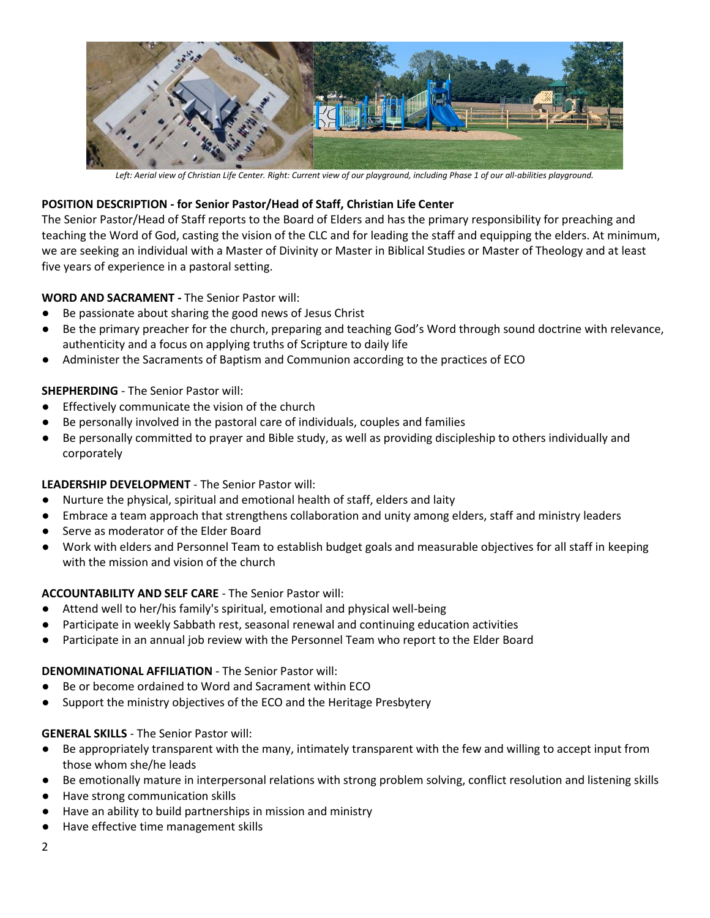*Left: Aerial view of Christian Life Center. Right: Current view of our playground, including Phase 1 of our all-abilities playground.*

**POSITION DESCRIPTION - for Senior Pastor/Head of Staff, Christian Life Center**

The Senior Pastor/Head of Staff reports to the Board of Elders and has the primary responsibility for preaching and teaching the Word of God, casting the vision of the CLC and for leading the staff and equipping the elders. At minimum, we are seeking an individual with a Master of Divinity or Master in Biblical Studies or Master of Theology and at least five years of experience in a pastoral setting.

**WORD AND SACRAMENT -** The Senior Pastor will:

- Be passionate about sharing the good news of Jesus Christ
- Be the primary preacher for the church, preparing and teaching God's Word through sound doctrine with relevance, authenticity and a focus on applying truths of Scripture to daily life
- Administer the Sacraments of Baptism and Communion according to the practices of ECO

**SHEPHERDING** - The Senior Pastor will:

- Effectively communicate the vision of the church
- Be personally involved in the pastoral care of individuals, couples and families
- Be personally committed to prayer and Bible study, as well as providing discipleship to others individually and corporately

**LEADERSHIP DEVELOPMENT** - The Senior Pastor will:

- Nurture the physical, spiritual and emotional health of staff, elders and laity
- Embrace a team approach that strengthens collaboration and unity among elders, staff and ministry leaders
- Serve as moderator of the Elder Board
- Work with elders and Personnel Team to establish budget goals and measurable objectives for all staff in keeping with the mission and vision of the church

**ACCOUNTABILITY AND SELF CARE** - The Senior Pastor will:

- Attend well to her/his family's spiritual, emotional and physical well-being
- Participate in weekly Sabbath rest, seasonal renewal and continuing education activities
- Participate in an annual job review with the Personnel Team who report to the Elder Board

**DENOMINATIONAL AFFILIATION** - The Senior Pastor will:

- Be or become ordained to Word and Sacrament within ECO
- Support the ministry objectives of the ECO and the Heritage Presbytery

**GENERAL SKILLS** - The Senior Pastor will:

- Be appropriately transparent with the many, intimately transparent with the few and willing to accept input from those whom she/he leads
- Be emotionally mature in interpersonal relations with strong problem solving, conflict resolution and listening skills
- Have strong communication skills
- Have an ability to build partnerships in mission and ministry
- Have effective time management skills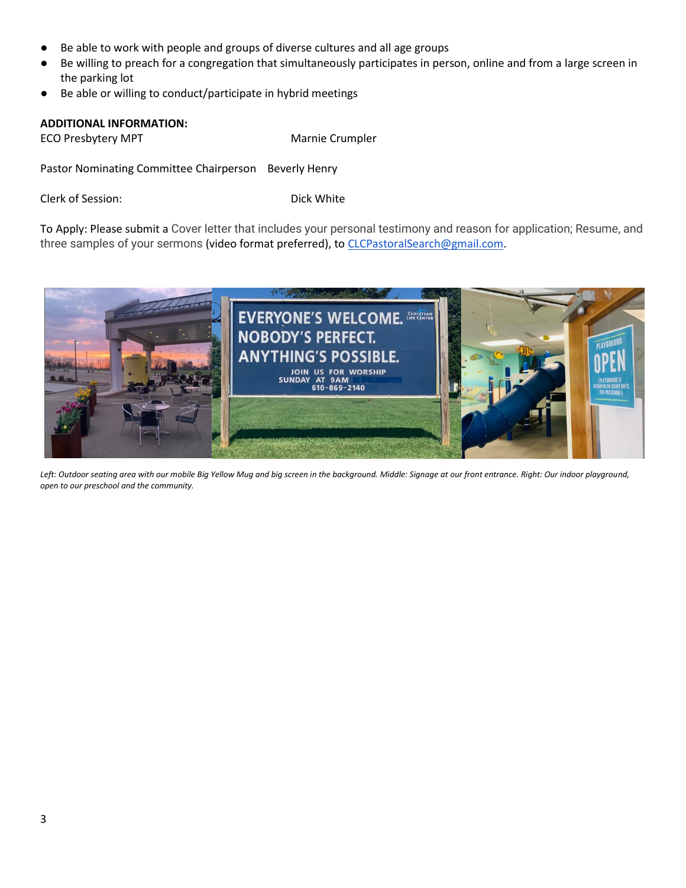- Be able to work with people and groups of diverse cultures and all age groups
- Be willing to preach for a congregation that simultaneously participates in person, online and from a large screen in the parking lot
- Be able or willing to conduct/participate in hybrid meetings

**ADDITIONAL INFORMATION:**

ECO Presbytery MPT Marnie Crumpler

Pastor Nominating Committee Chairperson Beverly Henry

Clerk of Session: Dick White

To Apply: Please submit a Cover letter that includes your personal testimony and reason for application; Resume, and three samples of your sermons (video format preferred), to CLCPastoralSearch@gmail.com.

*Left: Outdoor seating area with our mobile Big Yellow Mug and big screen in the background. Middle: Signage at our front entrance. Right: Our indoor playground, open to our preschool and the community.*